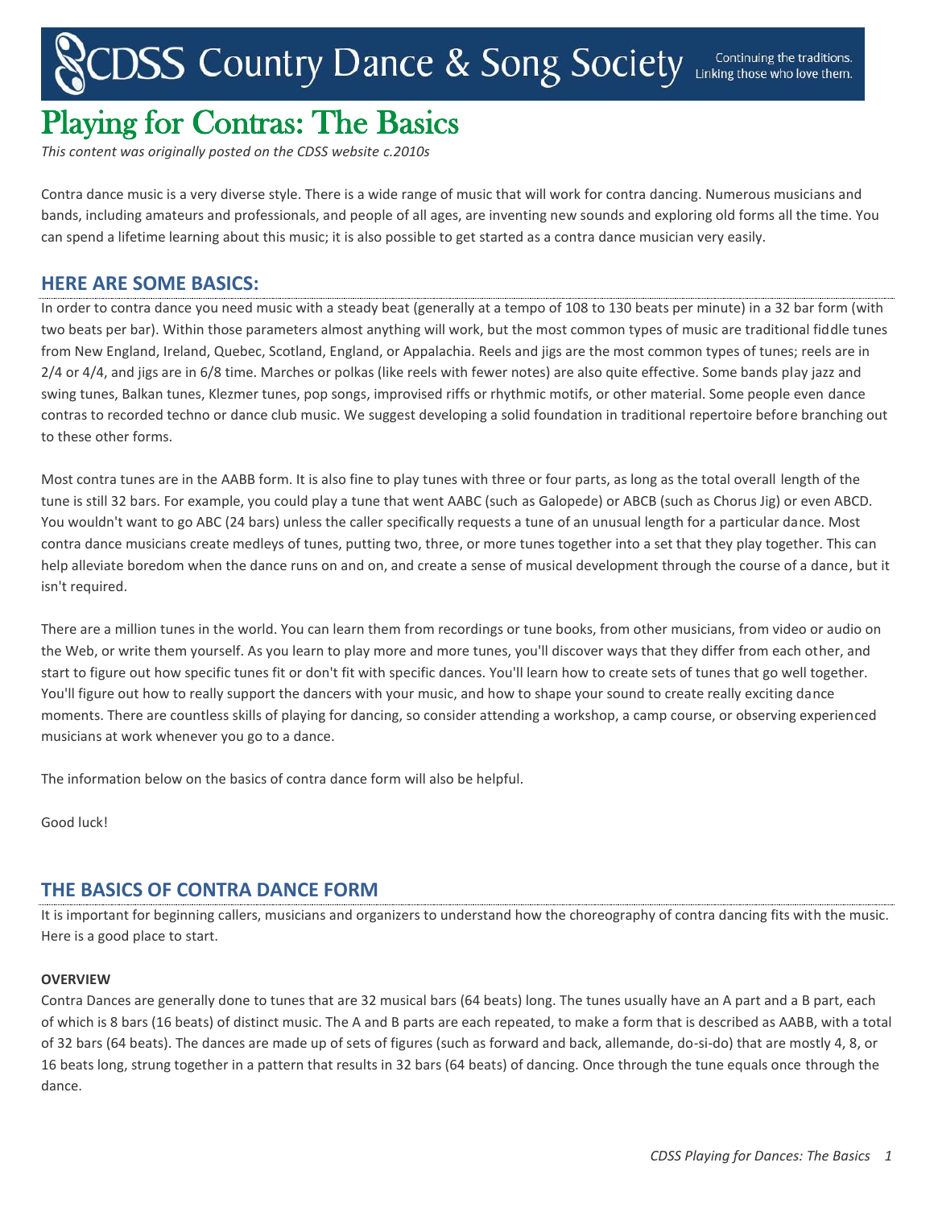# Playing for Contras: The Basics

*This content was originally posted on the CDSS website c.2010s*

Contra dance music is a very diverse style. There is a wide range of music that will work for contra dancing. Numerous musicians and bands, including amateurs and professionals, and people of all ages, are inventing new sounds and exploring old forms all the time. You can spend a lifetime learning about this music; it is also possible to get started as a contra dance musician very easily.

## HERE ARE SOME BASICS:

In order to contra dance you need music with a steady beat (generally at a tempo of 108 to 130 beats per minute) in a 32 bar form (with two beats per bar). Within those parameters almost anything will work, but the most common types of music are traditional fiddle tunes from New England, Ireland, Quebec, Scotland, England, or Appalachia. Reels and jigs are the most common types of tunes; reels are in 2/4 or 4/4, and jigs are in 6/8 time. Marches or polkas (like reels with fewer notes) are also quite effective. Some bands play jazz and swing tunes, Balkan tunes, Klezmer tunes, pop songs, improvised riffs or rhythmic motifs, or other material. Some people even dance contras to recorded techno or dance club music. We suggest developing a solid foundation in traditional repertoire before branching out to these other forms.

Most contra tunes are in the AABB form. It is also fine to play tunes with three or four parts, as long as the total overall length of the tune is still 32 bars. For example, you could play a tune that went AABC (such as Galopede) or ABCB (such as Chorus Jig) or even ABCD. You wouldn't want to go ABC (24 bars) unless the caller specifically requests a tune of an unusual length for a particular dance. Most contra dance musicians create medleys of tunes, putting two, three, or more tunes together into a set that they play together. This can help alleviate boredom when the dance runs on and on, and create a sense of musical development through the course of a dance, but it isn't required.

There are a million tunes in the world. You can learn them from recordings or tune books, from other musicians, from video or audio on the Web, or write them yourself. As you learn to play more and more tunes, you'll discover ways that they differ from each other, and start to figure out how specific tunes fit or don't fit with specific dances. You'll learn how to create sets of tunes that go well together. You'll figure out how to really support the dancers with your music, and how to shape your sound to create really exciting dance moments. There are countless skills of playing for dancing, so consider attending a workshop, a camp course, or observing experienced musicians at work whenever you go to a dance.

The information below on the basics of contra dance form will also be helpful.

Good luck!

## THE BASICS OF CONTRA DANCE FORM

It is important for beginning callers, musicians and organizers to understand how the choreography of contra dancing fits with the music. Here is a good place to start.

### OVERVIEW

Contra Dances are generally done to tunes that are 32 musical bars (64 beats) long. The tunes usually have an A part and a B part, each of which is 8 bars (16 beats) of distinct music. The A and B parts are each repeated, to make a form that is described as AABB, with a total of 32 bars (64 beats). The dances are made up of sets of figures (such as forward and back, allemande, do-si-do) that are mostly 4, 8, or 16 beats long, strung together in a pattern that results in 32 bars (64 beats) of dancing. Once through the tune equals once through the dance.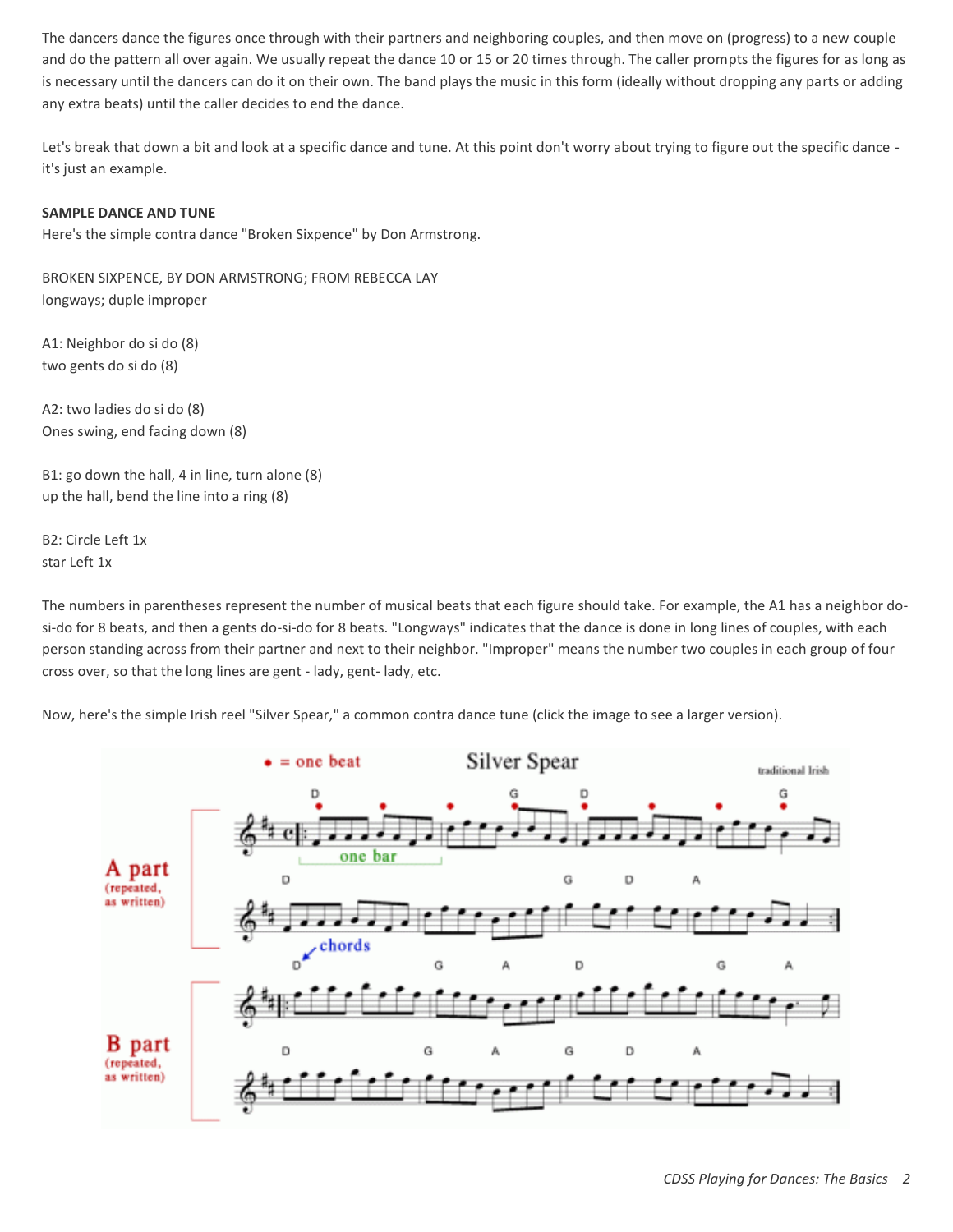The dancers dance the figures once through with their partners and neighboring couples, and then move on (progress) to a new couple and do the pattern all over again. We usually repeat the dance 10 or 15 or 20 times through. The caller prompts the figures for as long as is necessary until the dancers can do it on their own. The band plays the music in this form (ideally without dropping any parts or adding any extra beats) until the caller decides to end the dance.

Let's break that down a bit and look at a specific dance and tune. At this point don't worry about trying to figure out the specific dance - it's just an example.

**SAMPLE DANCE AND TUNE**

Here's the simple contra dance "Broken Sixpence" by Don Armstrong.

BROKEN SIXPENCE, BY DON ARMSTRONG; FROM REBECCA LAY
longways; duple improper

A1: Neighbor do si do (8)
two gents do si do (8)

A2: two ladies do si do (8)
Ones swing, end facing down (8)

B1: go down the hall, 4 in line, turn alone (8)
up the hall, bend the line into a ring (8)

B2: Circle Left 1x
star Left 1x

The numbers in parentheses represent the number of musical beats that each figure should take. For example, the A1 has a neighbor do-si-do for 8 beats, and then a gents do-si-do for 8 beats. "Longways" indicates that the dance is done in long lines of couples, with each person standing across from their partner and next to their neighbor. "Improper" means the number two couples in each group of four cross over, so that the long lines are gent - lady, gent- lady, etc.

Now, here's the simple Irish reel "Silver Spear," a common contra dance tune (click the image to see a larger version).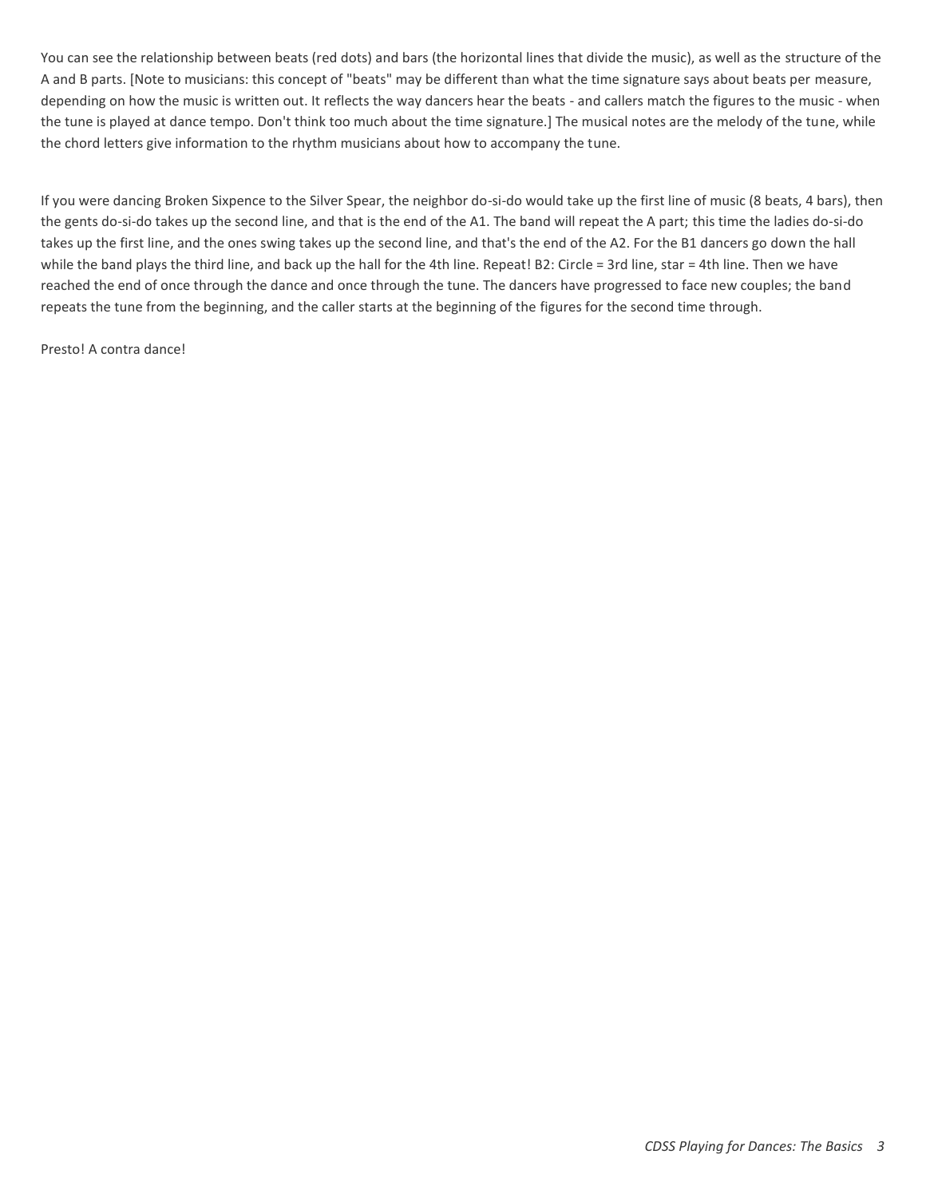You can see the relationship between beats (red dots) and bars (the horizontal lines that divide the music), as well as the structure of the A and B parts. [Note to musicians: this concept of "beats" may be different than what the time signature says about beats per measure, depending on how the music is written out. It reflects the way dancers hear the beats - and callers match the figures to the music - when the tune is played at dance tempo. Don't think too much about the time signature.] The musical notes are the melody of the tune, while the chord letters give information to the rhythm musicians about how to accompany the tune.

If you were dancing Broken Sixpence to the Silver Spear, the neighbor do-si-do would take up the first line of music (8 beats, 4 bars), then the gents do-si-do takes up the second line, and that is the end of the A1. The band will repeat the A part; this time the ladies do-si-do takes up the first line, and the ones swing takes up the second line, and that's the end of the A2. For the B1 dancers go down the hall while the band plays the third line, and back up the hall for the 4th line. Repeat! B2: Circle = 3rd line, star = 4th line. Then we have reached the end of once through the dance and once through the tune. The dancers have progressed to face new couples; the band repeats the tune from the beginning, and the caller starts at the beginning of the figures for the second time through.

Presto! A contra dance!